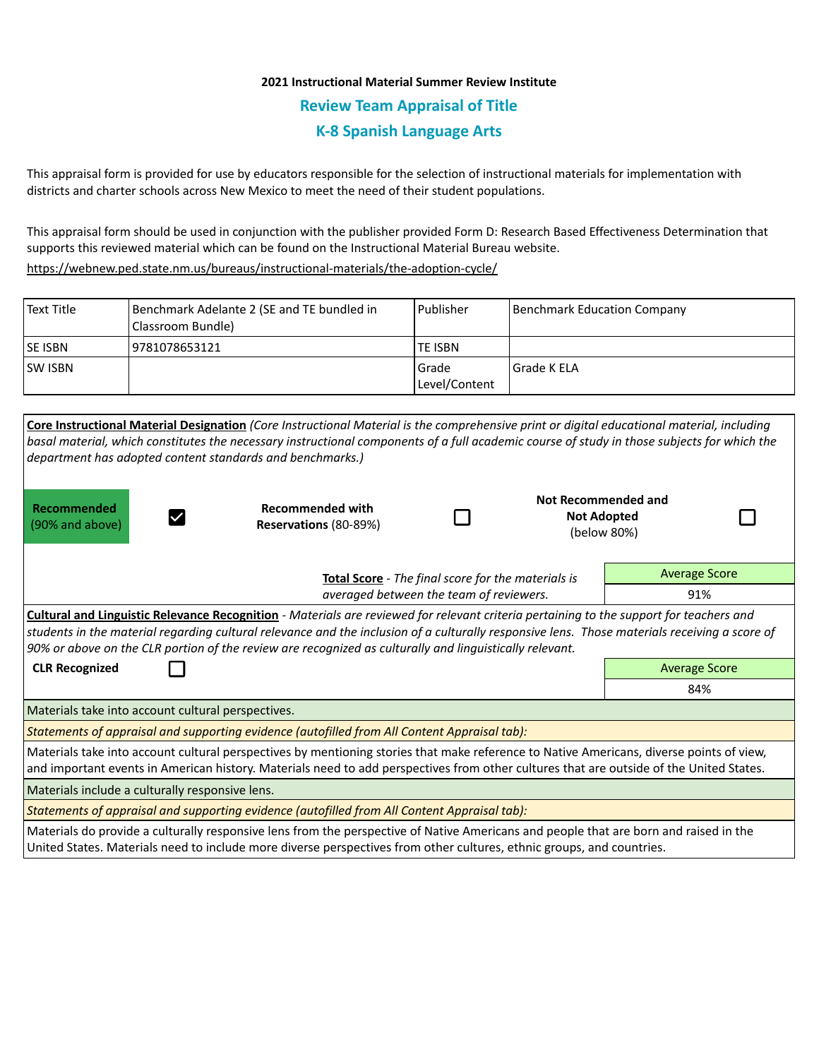**2021 Instructional Material Summer Review Institute**

## Review Team Appraisal of Title

## K-8 Spanish Language Arts

This appraisal form is provided for use by educators responsible for the selection of instructional materials for implementation with districts and charter schools across New Mexico to meet the need of their student populations.

This appraisal form should be used in conjunction with the publisher provided Form D: Research Based Effectiveness Determination that supports this reviewed material which can be found on the Instructional Material Bureau website.
https://webnew.ped.state.nm.us/bureaus/instructional-materials/the-adoption-cycle/

| Text Title | Benchmark Adelante 2 (SE and TE bundled in Classroom Bundle) | Publisher | Benchmark Education Company |
|---|---|---|---|
| SE ISBN | 9781078653121 | TE ISBN | |
| SW ISBN | | Grade Level/Content | Grade K ELA |

**Core Instructional Material Designation** *(Core Instructional Material is the comprehensive print or digital educational material, including basal material, which constitutes the necessary instructional components of a full academic course of study in those subjects for which the department has adopted content standards and benchmarks.)*

| **Recommended** (90% and above) | ☑ | **Recommended with Reservations** (80-89%) | ☐ | **Not Recommended and Not Adopted** (below 80%) | ☐ |
|---|---|---|---|---|---|

**Total Score** - *The final score for the materials is averaged between the team of reviewers.*

| Average Score |
|---|
| 91% |

**Cultural and Linguistic Relevance Recognition** - *Materials are reviewed for relevant criteria pertaining to the support for teachers and students in the material regarding cultural relevance and the inclusion of a culturally responsive lens. Those materials receiving a score of 90% or above on the CLR portion of the review are recognized as culturally and linguistically relevant.*

**CLR Recognized** ☐

| Average Score |
|---|
| 84% |

Materials take into account cultural perspectives.

*Statements of appraisal and supporting evidence (autofilled from All Content Appraisal tab):*

Materials take into account cultural perspectives by mentioning stories that make reference to Native Americans, diverse points of view, and important events in American history. Materials need to add perspectives from other cultures that are outside of the United States.

Materials include a culturally responsive lens.

*Statements of appraisal and supporting evidence (autofilled from All Content Appraisal tab):*

Materials do provide a culturally responsive lens from the perspective of Native Americans and people that are born and raised in the United States. Materials need to include more diverse perspectives from other cultures, ethnic groups, and countries.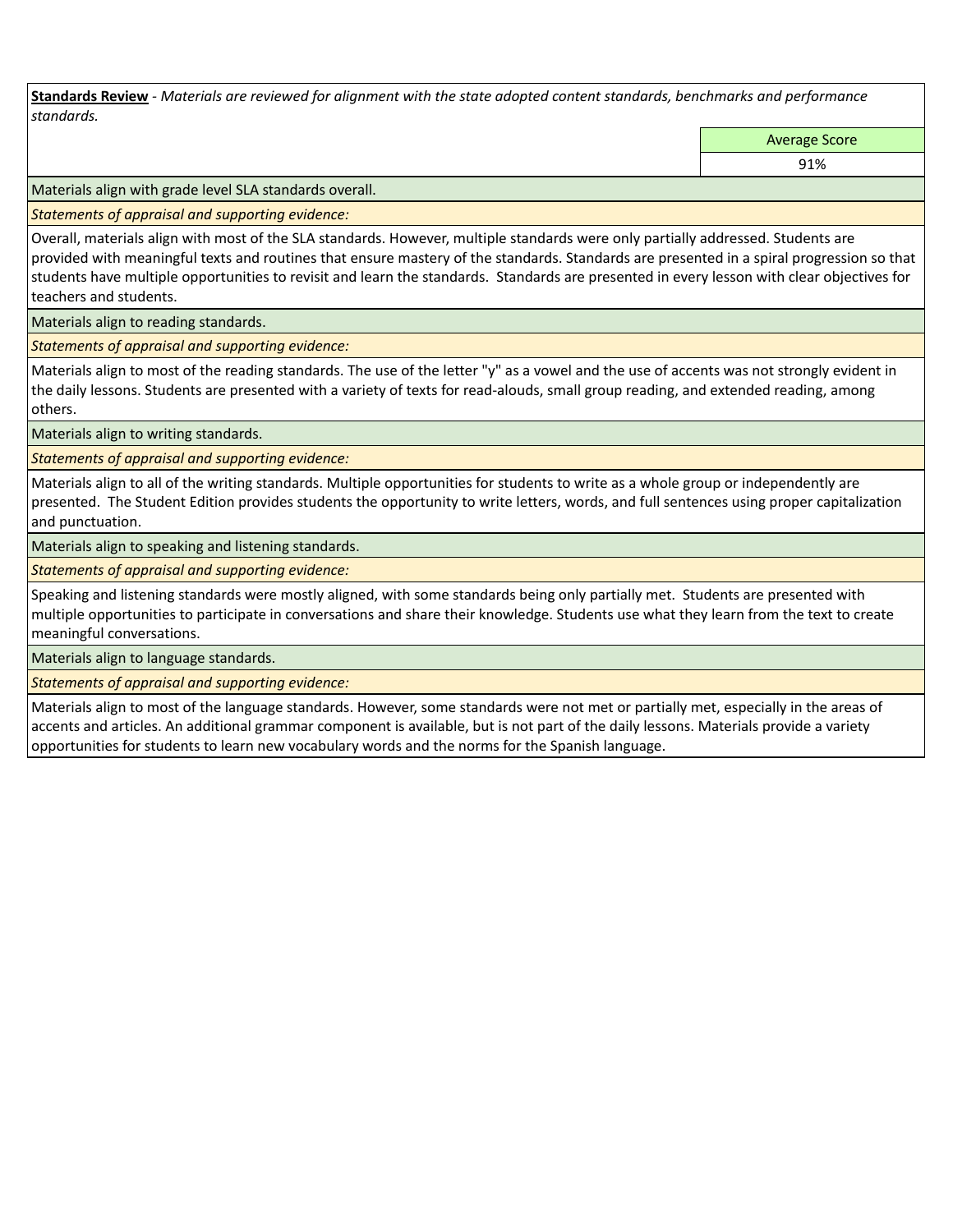**Standards Review** - *Materials are reviewed for alignment with the state adopted content standards, benchmarks and performance standards.*

| Average Score |
|---|
| 91% |

Materials align with grade level SLA standards overall.

*Statements of appraisal and supporting evidence:*

Overall, materials align with most of the SLA standards. However, multiple standards were only partially addressed. Students are provided with meaningful texts and routines that ensure mastery of the standards. Standards are presented in a spiral progression so that students have multiple opportunities to revisit and learn the standards. Standards are presented in every lesson with clear objectives for teachers and students.

Materials align to reading standards.

*Statements of appraisal and supporting evidence:*

Materials align to most of the reading standards. The use of the letter "y" as a vowel and the use of accents was not strongly evident in the daily lessons. Students are presented with a variety of texts for read-alouds, small group reading, and extended reading, among others.

Materials align to writing standards.

*Statements of appraisal and supporting evidence:*

Materials align to all of the writing standards. Multiple opportunities for students to write as a whole group or independently are presented. The Student Edition provides students the opportunity to write letters, words, and full sentences using proper capitalization and punctuation.

Materials align to speaking and listening standards.

*Statements of appraisal and supporting evidence:*

Speaking and listening standards were mostly aligned, with some standards being only partially met. Students are presented with multiple opportunities to participate in conversations and share their knowledge. Students use what they learn from the text to create meaningful conversations.

Materials align to language standards.

*Statements of appraisal and supporting evidence:*

Materials align to most of the language standards. However, some standards were not met or partially met, especially in the areas of accents and articles. An additional grammar component is available, but is not part of the daily lessons. Materials provide a variety opportunities for students to learn new vocabulary words and the norms for the Spanish language.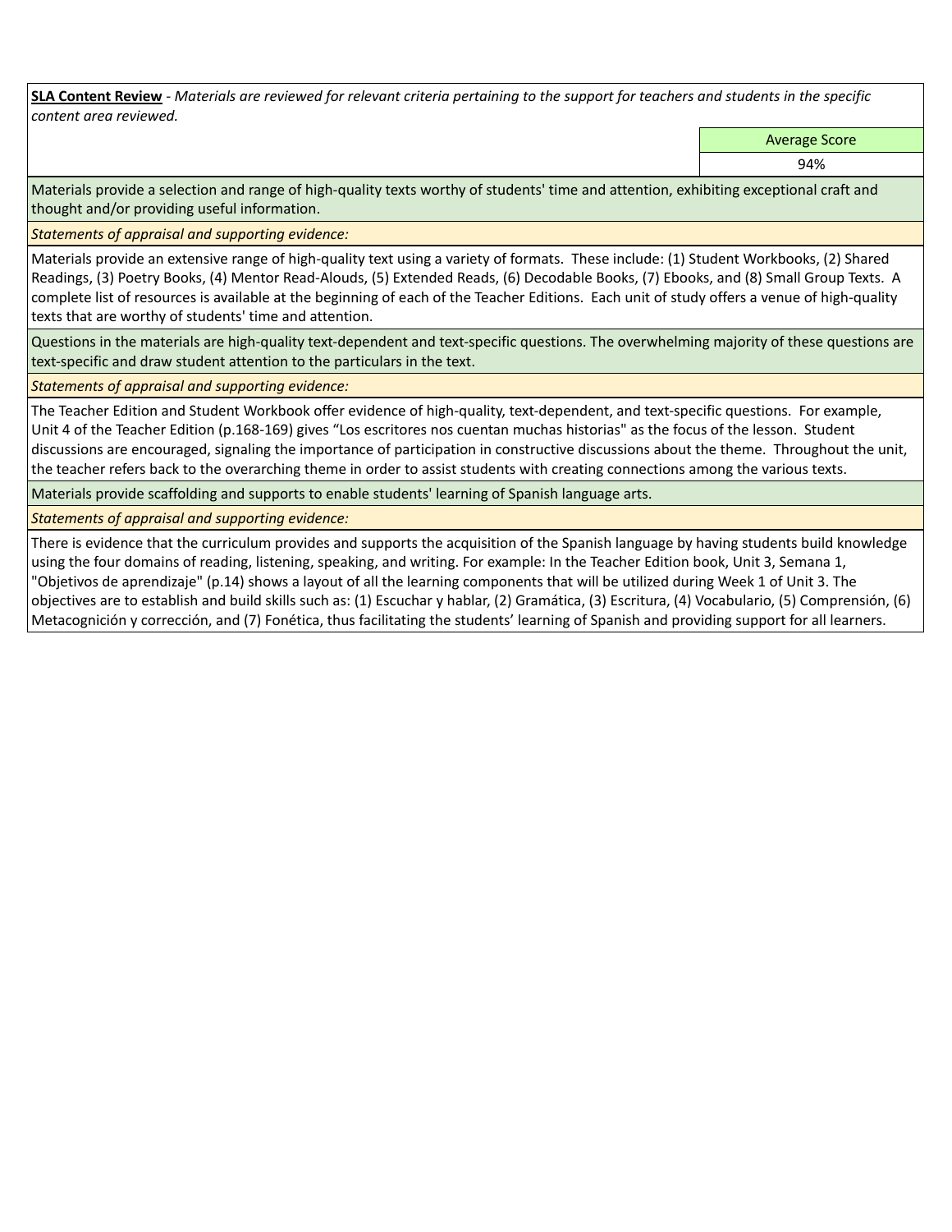**SLA Content Review** - *Materials are reviewed for relevant criteria pertaining to the support for teachers and students in the specific content area reviewed.*

| Average Score |
| --- |
| 94% |

Materials provide a selection and range of high-quality texts worthy of students' time and attention, exhibiting exceptional craft and thought and/or providing useful information.

*Statements of appraisal and supporting evidence:*

Materials provide an extensive range of high-quality text using a variety of formats. These include: (1) Student Workbooks, (2) Shared Readings, (3) Poetry Books, (4) Mentor Read-Alouds, (5) Extended Reads, (6) Decodable Books, (7) Ebooks, and (8) Small Group Texts. A complete list of resources is available at the beginning of each of the Teacher Editions. Each unit of study offers a venue of high-quality texts that are worthy of students' time and attention.

Questions in the materials are high-quality text-dependent and text-specific questions. The overwhelming majority of these questions are text-specific and draw student attention to the particulars in the text.

*Statements of appraisal and supporting evidence:*

The Teacher Edition and Student Workbook offer evidence of high-quality, text-dependent, and text-specific questions. For example, Unit 4 of the Teacher Edition (p.168-169) gives "Los escritores nos cuentan muchas historias" as the focus of the lesson. Student discussions are encouraged, signaling the importance of participation in constructive discussions about the theme. Throughout the unit, the teacher refers back to the overarching theme in order to assist students with creating connections among the various texts.

Materials provide scaffolding and supports to enable students' learning of Spanish language arts.

*Statements of appraisal and supporting evidence:*

There is evidence that the curriculum provides and supports the acquisition of the Spanish language by having students build knowledge using the four domains of reading, listening, speaking, and writing. For example: In the Teacher Edition book, Unit 3, Semana 1, "Objetivos de aprendizaje" (p.14) shows a layout of all the learning components that will be utilized during Week 1 of Unit 3. The objectives are to establish and build skills such as: (1) Escuchar y hablar, (2) Gramática, (3) Escritura, (4) Vocabulario, (5) Comprensión, (6) Metacognición y corrección, and (7) Fonética, thus facilitating the students' learning of Spanish and providing support for all learners.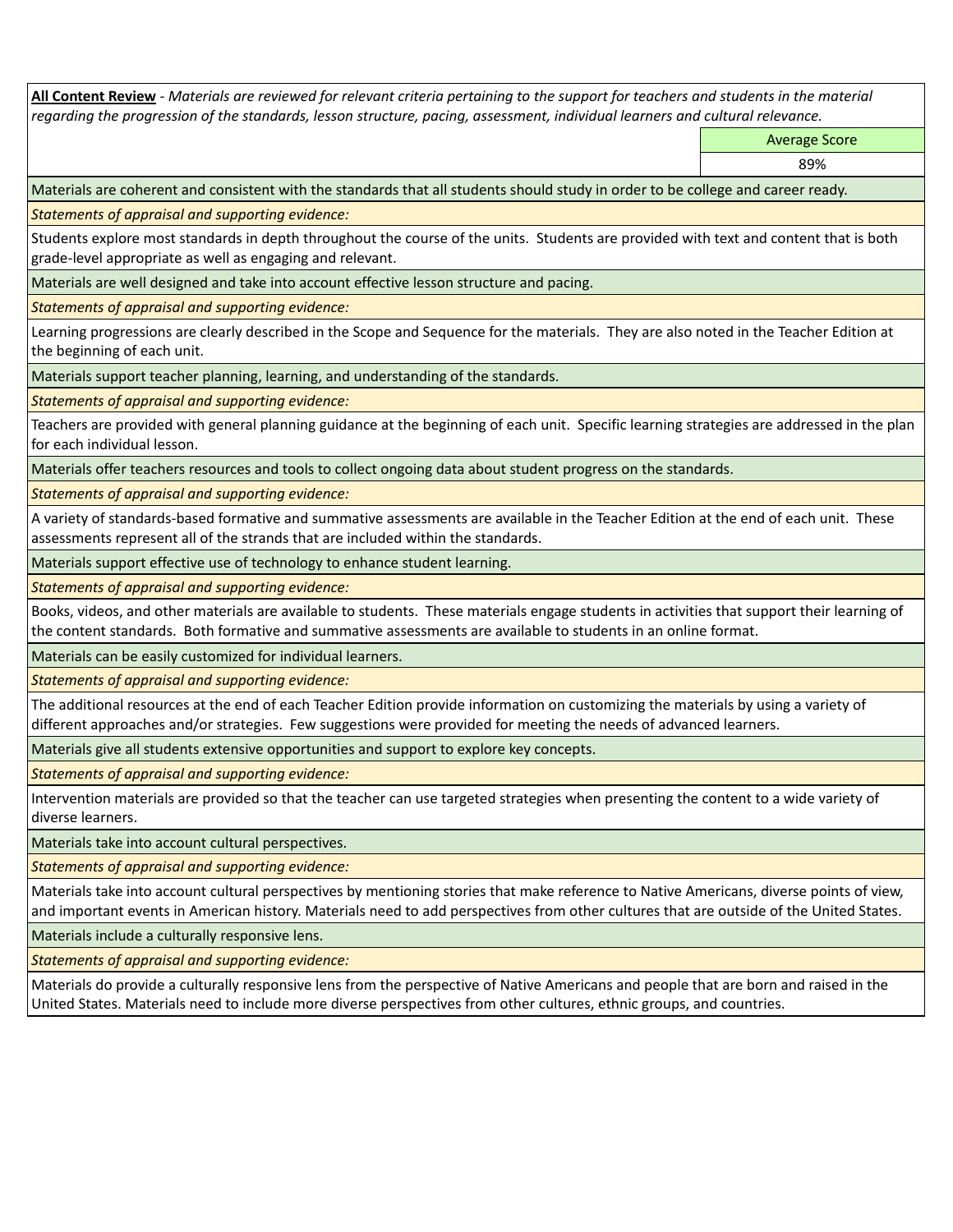**All Content Review** - *Materials are reviewed for relevant criteria pertaining to the support for teachers and students in the material regarding the progression of the standards, lesson structure, pacing, assessment, individual learners and cultural relevance.*

| | Average Score |
|---|---|
| | 89% |

Materials are coherent and consistent with the standards that all students should study in order to be college and career ready.

*Statements of appraisal and supporting evidence:*

Students explore most standards in depth throughout the course of the units. Students are provided with text and content that is both grade-level appropriate as well as engaging and relevant.

Materials are well designed and take into account effective lesson structure and pacing.

*Statements of appraisal and supporting evidence:*

Learning progressions are clearly described in the Scope and Sequence for the materials. They are also noted in the Teacher Edition at the beginning of each unit.

Materials support teacher planning, learning, and understanding of the standards.

*Statements of appraisal and supporting evidence:*

Teachers are provided with general planning guidance at the beginning of each unit. Specific learning strategies are addressed in the plan for each individual lesson.

Materials offer teachers resources and tools to collect ongoing data about student progress on the standards.

*Statements of appraisal and supporting evidence:*

A variety of standards-based formative and summative assessments are available in the Teacher Edition at the end of each unit. These assessments represent all of the strands that are included within the standards.

Materials support effective use of technology to enhance student learning.

*Statements of appraisal and supporting evidence:*

Books, videos, and other materials are available to students. These materials engage students in activities that support their learning of the content standards. Both formative and summative assessments are available to students in an online format.

Materials can be easily customized for individual learners.

*Statements of appraisal and supporting evidence:*

The additional resources at the end of each Teacher Edition provide information on customizing the materials by using a variety of different approaches and/or strategies. Few suggestions were provided for meeting the needs of advanced learners.

Materials give all students extensive opportunities and support to explore key concepts.

*Statements of appraisal and supporting evidence:*

Intervention materials are provided so that the teacher can use targeted strategies when presenting the content to a wide variety of diverse learners.

Materials take into account cultural perspectives.

*Statements of appraisal and supporting evidence:*

Materials take into account cultural perspectives by mentioning stories that make reference to Native Americans, diverse points of view, and important events in American history. Materials need to add perspectives from other cultures that are outside of the United States.

Materials include a culturally responsive lens.

*Statements of appraisal and supporting evidence:*

Materials do provide a culturally responsive lens from the perspective of Native Americans and people that are born and raised in the United States. Materials need to include more diverse perspectives from other cultures, ethnic groups, and countries.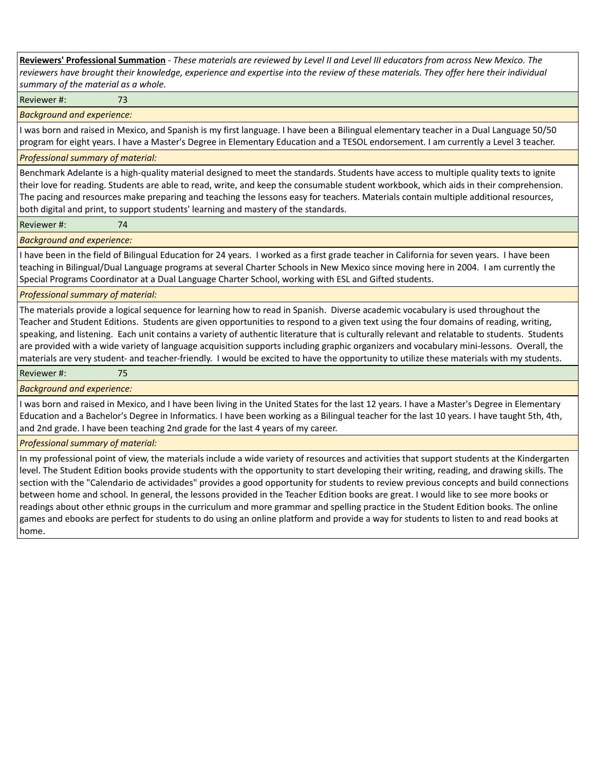**Reviewers' Professional Summation** - *These materials are reviewed by Level II and Level III educators from across New Mexico. The reviewers have brought their knowledge, experience and expertise into the review of these materials. They offer here their individual summary of the material as a whole.*

Reviewer #: 73

*Background and experience:*

I was born and raised in Mexico, and Spanish is my first language. I have been a Bilingual elementary teacher in a Dual Language 50/50 program for eight years. I have a Master's Degree in Elementary Education and a TESOL endorsement. I am currently a Level 3 teacher.

*Professional summary of material:*

Benchmark Adelante is a high-quality material designed to meet the standards. Students have access to multiple quality texts to ignite their love for reading. Students are able to read, write, and keep the consumable student workbook, which aids in their comprehension. The pacing and resources make preparing and teaching the lessons easy for teachers. Materials contain multiple additional resources, both digital and print, to support students' learning and mastery of the standards.

Reviewer #: 74

*Background and experience:*

I have been in the field of Bilingual Education for 24 years. I worked as a first grade teacher in California for seven years. I have been teaching in Bilingual/Dual Language programs at several Charter Schools in New Mexico since moving here in 2004. I am currently the Special Programs Coordinator at a Dual Language Charter School, working with ESL and Gifted students.

*Professional summary of material:*

The materials provide a logical sequence for learning how to read in Spanish. Diverse academic vocabulary is used throughout the Teacher and Student Editions. Students are given opportunities to respond to a given text using the four domains of reading, writing, speaking, and listening. Each unit contains a variety of authentic literature that is culturally relevant and relatable to students. Students are provided with a wide variety of language acquisition supports including graphic organizers and vocabulary mini-lessons. Overall, the materials are very student- and teacher-friendly. I would be excited to have the opportunity to utilize these materials with my students.

Reviewer #: 75

*Background and experience:*

I was born and raised in Mexico, and I have been living in the United States for the last 12 years. I have a Master's Degree in Elementary Education and a Bachelor's Degree in Informatics. I have been working as a Bilingual teacher for the last 10 years. I have taught 5th, 4th, and 2nd grade. I have been teaching 2nd grade for the last 4 years of my career.

*Professional summary of material:*

In my professional point of view, the materials include a wide variety of resources and activities that support students at the Kindergarten level. The Student Edition books provide students with the opportunity to start developing their writing, reading, and drawing skills. The section with the "Calendario de actividades" provides a good opportunity for students to review previous concepts and build connections between home and school. In general, the lessons provided in the Teacher Edition books are great. I would like to see more books or readings about other ethnic groups in the curriculum and more grammar and spelling practice in the Student Edition books. The online games and ebooks are perfect for students to do using an online platform and provide a way for students to listen to and read books at home.